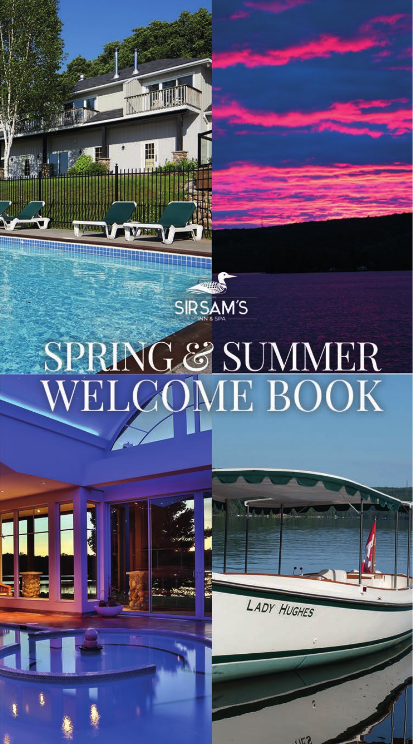SIR SAM'S

INN & SPA

# SPRING & SUMMER WELCOME BOOK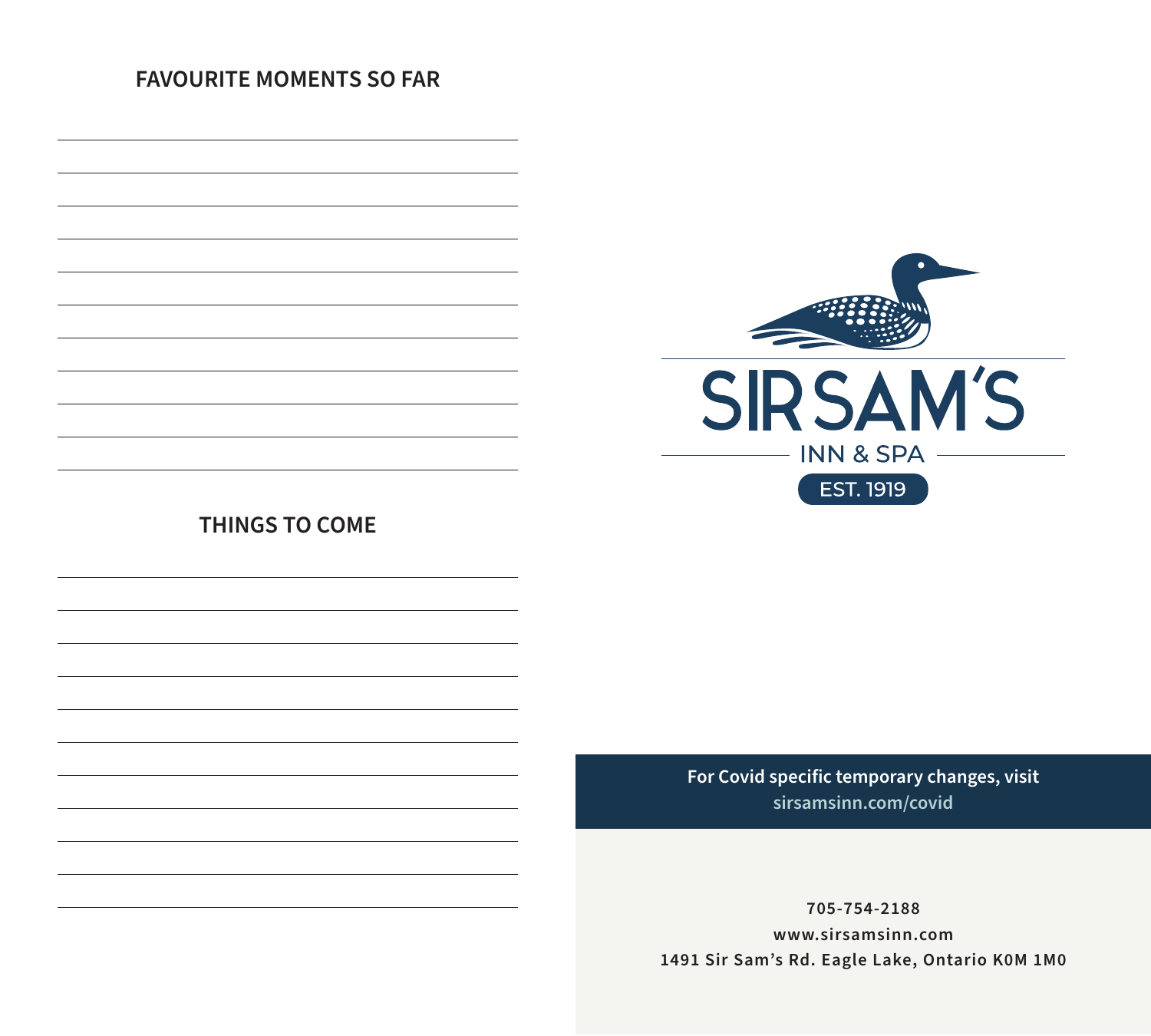## FAVOURITE MOMENTS SO FAR

## THINGS TO COME

SIR SAM'S

INN & SPA

EST. 1919

**For Covid specific temporary changes, visit sirsamsinn.com/covid**

**705-754-2188**
**www.sirsamsinn.com**
**1491 Sir Sam's Rd. Eagle Lake, Ontario K0M 1M0**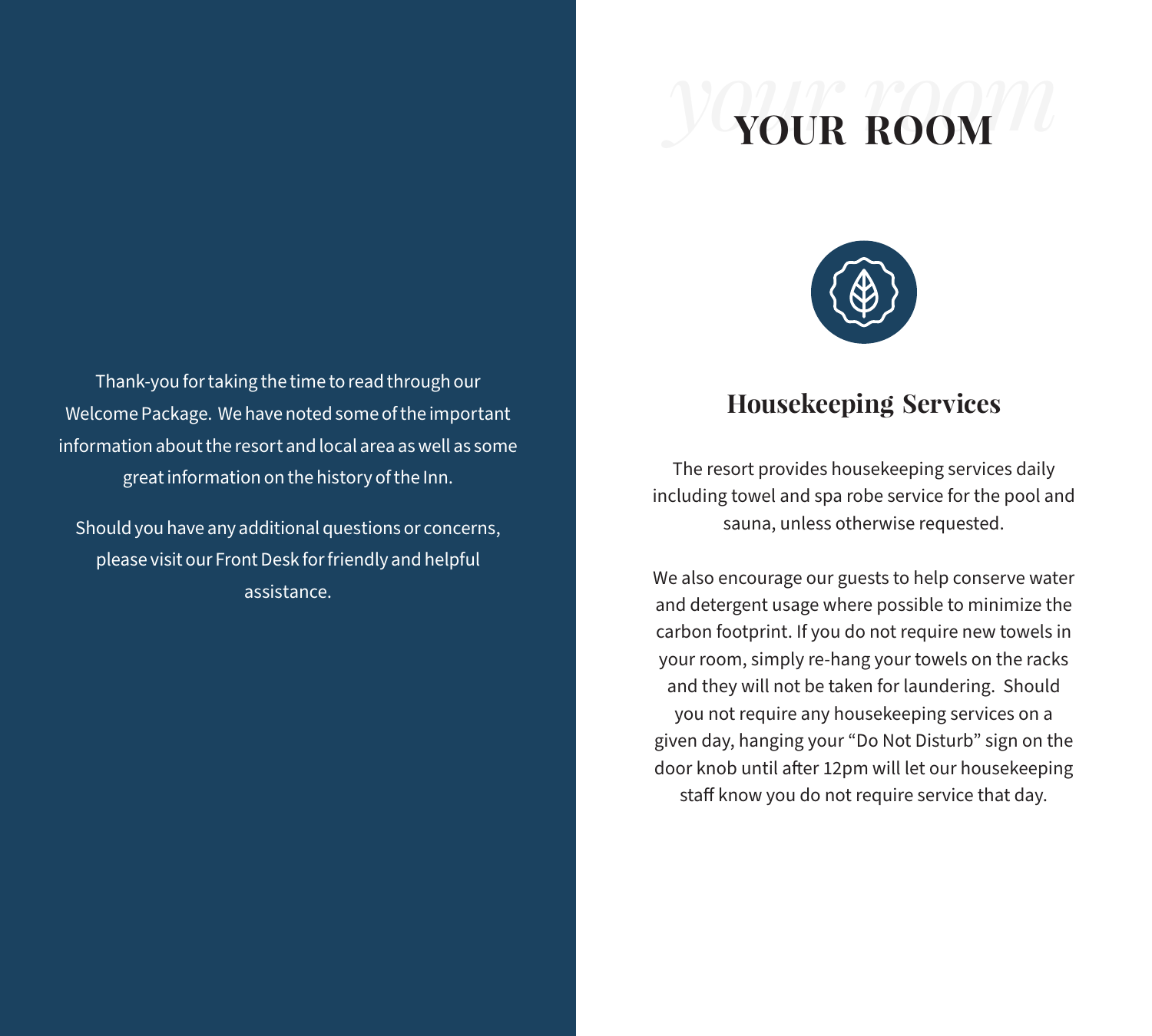Thank-you for taking the time to read through our Welcome Package. We have noted some of the important information about the resort and local area as well as some great information on the history of the Inn.

Should you have any additional questions or concerns, please visit our Front Desk for friendly and helpful assistance.

# YOUR ROOM

## Housekeeping Services

The resort provides housekeeping services daily including towel and spa robe service for the pool and sauna, unless otherwise requested.

We also encourage our guests to help conserve water and detergent usage where possible to minimize the carbon footprint. If you do not require new towels in your room, simply re-hang your towels on the racks and they will not be taken for laundering. Should you not require any housekeeping services on a given day, hanging your "Do Not Disturb" sign on the door knob until after 12pm will let our housekeeping staff know you do not require service that day.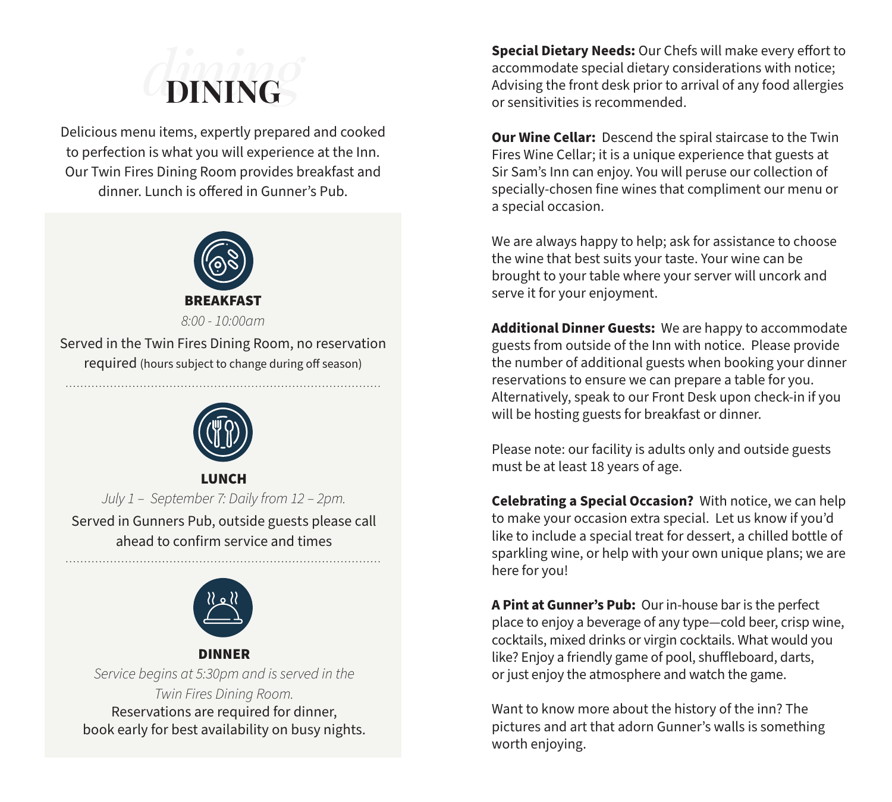# DINING

Delicious menu items, expertly prepared and cooked to perfection is what you will experience at the Inn. Our Twin Fires Dining Room provides breakfast and dinner. Lunch is offered in Gunner's Pub.

### BREAKFAST

*8:00 - 10:00am*

Served in the Twin Fires Dining Room, no reservation required (hours subject to change during off season)

### LUNCH

*July 1 – September 7: Daily from 12 – 2pm.*

Served in Gunners Pub, outside guests please call ahead to confirm service and times

### DINNER

*Service begins at 5:30pm and is served in the Twin Fires Dining Room.*

Reservations are required for dinner, book early for best availability on busy nights.

**Special Dietary Needs:** Our Chefs will make every effort to accommodate special dietary considerations with notice; Advising the front desk prior to arrival of any food allergies or sensitivities is recommended.

**Our Wine Cellar:** Descend the spiral staircase to the Twin Fires Wine Cellar; it is a unique experience that guests at Sir Sam's Inn can enjoy. You will peruse our collection of specially-chosen fine wines that compliment our menu or a special occasion.

We are always happy to help; ask for assistance to choose the wine that best suits your taste. Your wine can be brought to your table where your server will uncork and serve it for your enjoyment.

**Additional Dinner Guests:** We are happy to accommodate guests from outside of the Inn with notice. Please provide the number of additional guests when booking your dinner reservations to ensure we can prepare a table for you. Alternatively, speak to our Front Desk upon check-in if you will be hosting guests for breakfast or dinner.

Please note: our facility is adults only and outside guests must be at least 18 years of age.

**Celebrating a Special Occasion?** With notice, we can help to make your occasion extra special. Let us know if you'd like to include a special treat for dessert, a chilled bottle of sparkling wine, or help with your own unique plans; we are here for you!

**A Pint at Gunner's Pub:** Our in-house bar is the perfect place to enjoy a beverage of any type—cold beer, crisp wine, cocktails, mixed drinks or virgin cocktails. What would you like? Enjoy a friendly game of pool, shuffleboard, darts, or just enjoy the atmosphere and watch the game.

Want to know more about the history of the inn? The pictures and art that adorn Gunner's walls is something worth enjoying.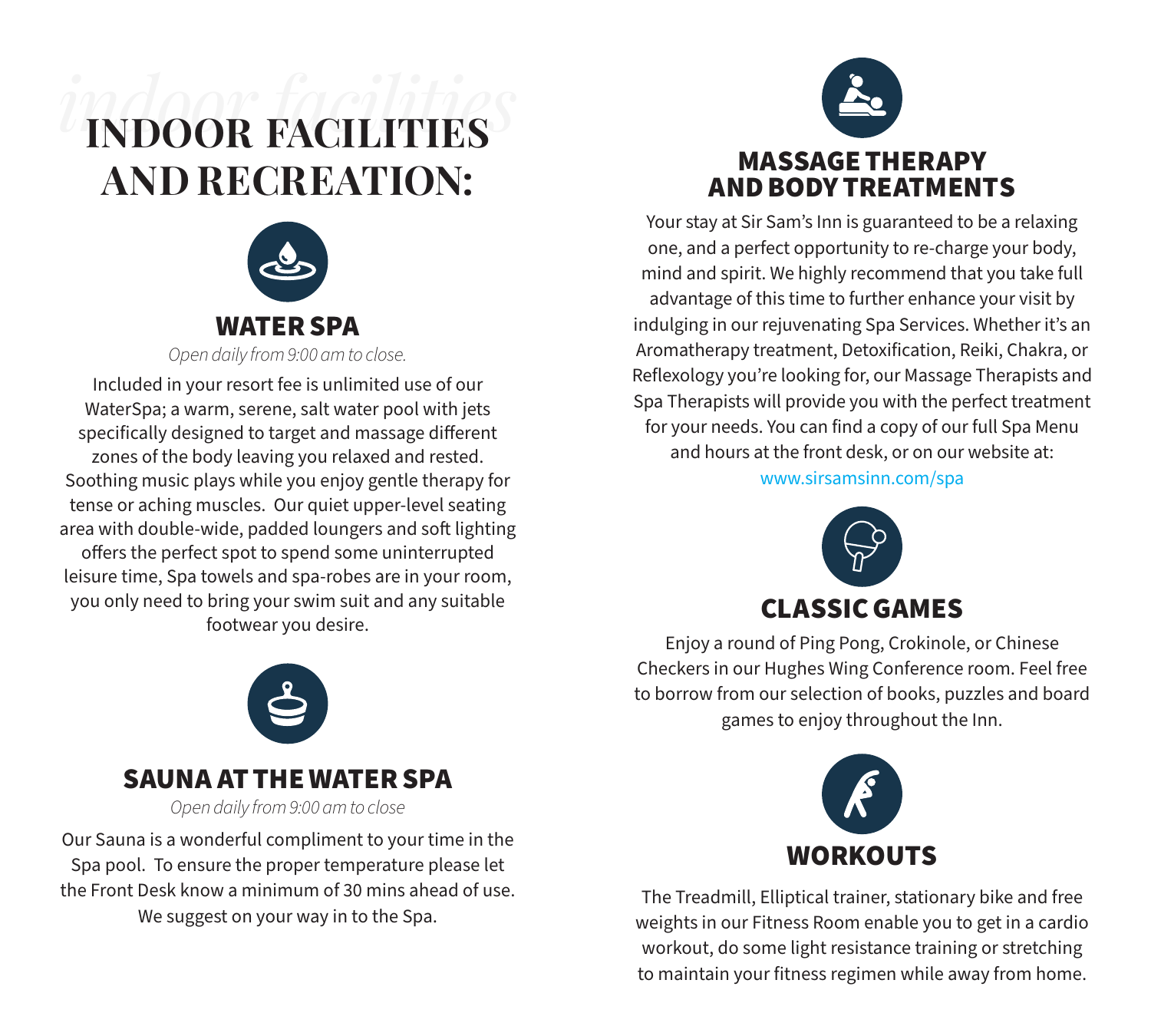# INDOOR FACILITIES AND RECREATION:

## WATER SPA

*Open daily from 9:00 am to close.*

Included in your resort fee is unlimited use of our WaterSpa; a warm, serene, salt water pool with jets specifically designed to target and massage different zones of the body leaving you relaxed and rested. Soothing music plays while you enjoy gentle therapy for tense or aching muscles. Our quiet upper-level seating area with double-wide, padded loungers and soft lighting offers the perfect spot to spend some uninterrupted leisure time, Spa towels and spa-robes are in your room, you only need to bring your swim suit and any suitable footwear you desire.

## SAUNA AT THE WATER SPA

*Open daily from 9:00 am to close*

Our Sauna is a wonderful compliment to your time in the Spa pool. To ensure the proper temperature please let the Front Desk know a minimum of 30 mins ahead of use. We suggest on your way in to the Spa.

## MASSAGE THERAPY AND BODY TREATMENTS

Your stay at Sir Sam's Inn is guaranteed to be a relaxing one, and a perfect opportunity to re-charge your body, mind and spirit. We highly recommend that you take full advantage of this time to further enhance your visit by indulging in our rejuvenating Spa Services. Whether it's an Aromatherapy treatment, Detoxification, Reiki, Chakra, or Reflexology you're looking for, our Massage Therapists and Spa Therapists will provide you with the perfect treatment for your needs. You can find a copy of our full Spa Menu and hours at the front desk, or on our website at:

www.sirsamsinn.com/spa

## CLASSIC GAMES

Enjoy a round of Ping Pong, Crokinole, or Chinese Checkers in our Hughes Wing Conference room. Feel free to borrow from our selection of books, puzzles and board games to enjoy throughout the Inn.

## WORKOUTS

The Treadmill, Elliptical trainer, stationary bike and free weights in our Fitness Room enable you to get in a cardio workout, do some light resistance training or stretching to maintain your fitness regimen while away from home.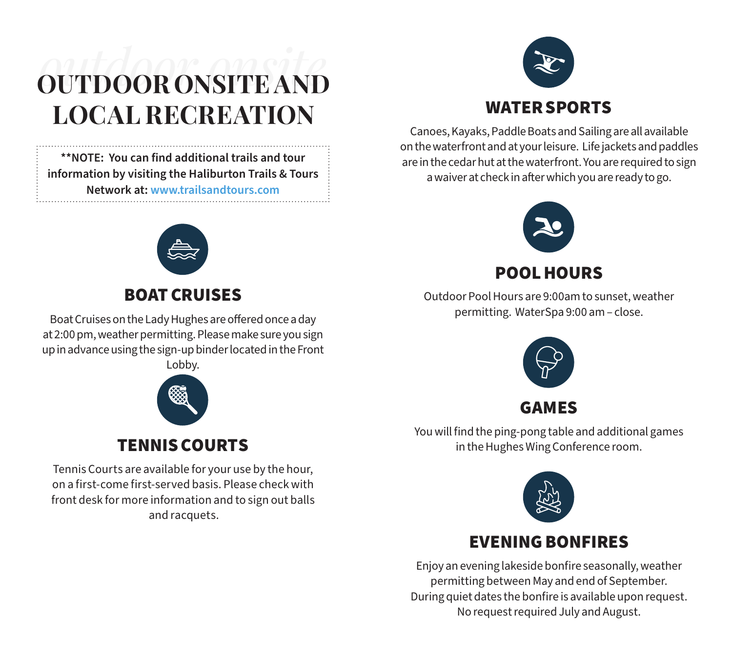# OUTDOOR ONSITE AND LOCAL RECREATION

**\*\*NOTE: You can find additional trails and tour information by visiting the Haliburton Trails & Tours Network at: www.trailsandtours.com**

## BOAT CRUISES

Boat Cruises on the Lady Hughes are offered once a day at 2:00 pm, weather permitting. Please make sure you sign up in advance using the sign-up binder located in the Front Lobby.

## TENNIS COURTS

Tennis Courts are available for your use by the hour, on a first-come first-served basis. Please check with front desk for more information and to sign out balls and racquets.

## WATER SPORTS

Canoes, Kayaks, Paddle Boats and Sailing are all available on the waterfront and at your leisure. Life jackets and paddles are in the cedar hut at the waterfront. You are required to sign a waiver at check in after which you are ready to go.

## POOL HOURS

Outdoor Pool Hours are 9:00am to sunset, weather permitting. WaterSpa 9:00 am – close.

## GAMES

You will find the ping-pong table and additional games in the Hughes Wing Conference room.

## EVENING BONFIRES

Enjoy an evening lakeside bonfire seasonally, weather permitting between May and end of September. During quiet dates the bonfire is available upon request. No request required July and August.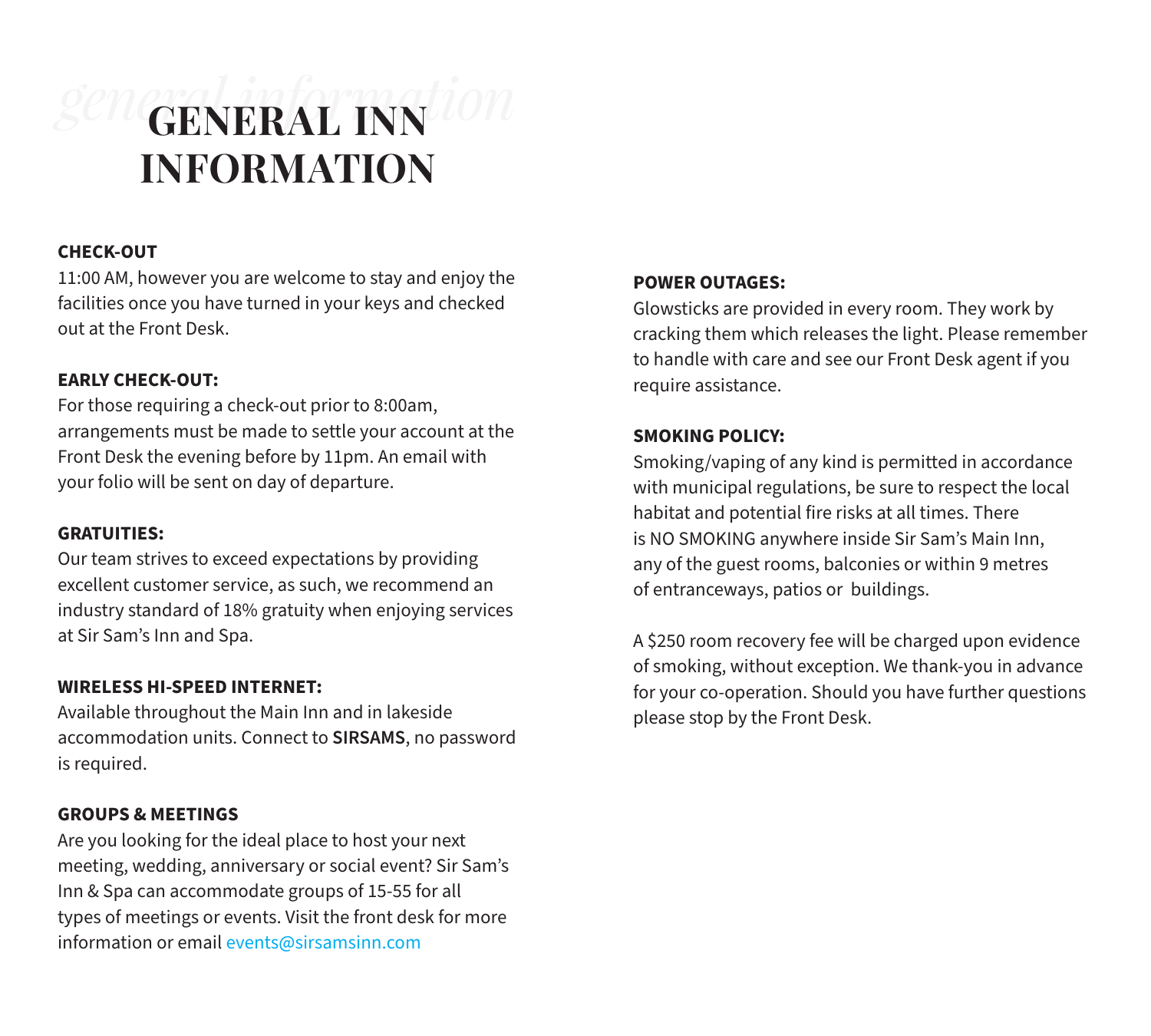# GENERAL INN INFORMATION

**CHECK-OUT**

11:00 AM, however you are welcome to stay and enjoy the facilities once you have turned in your keys and checked out at the Front Desk.

**EARLY CHECK-OUT:**

For those requiring a check-out prior to 8:00am, arrangements must be made to settle your account at the Front Desk the evening before by 11pm. An email with your folio will be sent on day of departure.

**GRATUITIES:**

Our team strives to exceed expectations by providing excellent customer service, as such, we recommend an industry standard of 18% gratuity when enjoying services at Sir Sam's Inn and Spa.

**WIRELESS HI-SPEED INTERNET:**

Available throughout the Main Inn and in lakeside accommodation units. Connect to **SIRSAMS**, no password is required.

**GROUPS & MEETINGS**

Are you looking for the ideal place to host your next meeting, wedding, anniversary or social event? Sir Sam's Inn & Spa can accommodate groups of 15-55 for all types of meetings or events. Visit the front desk for more information or email events@sirsamsinn.com

**POWER OUTAGES:**

Glowsticks are provided in every room. They work by cracking them which releases the light. Please remember to handle with care and see our Front Desk agent if you require assistance.

**SMOKING POLICY:**

Smoking/vaping of any kind is permitted in accordance with municipal regulations, be sure to respect the local habitat and potential fire risks at all times. There is NO SMOKING anywhere inside Sir Sam's Main Inn, any of the guest rooms, balconies or within 9 metres of entranceways, patios or buildings.

A $250 room recovery fee will be charged upon evidence of smoking, without exception. We thank-you in advance for your co-operation. Should you have further questions please stop by the Front Desk.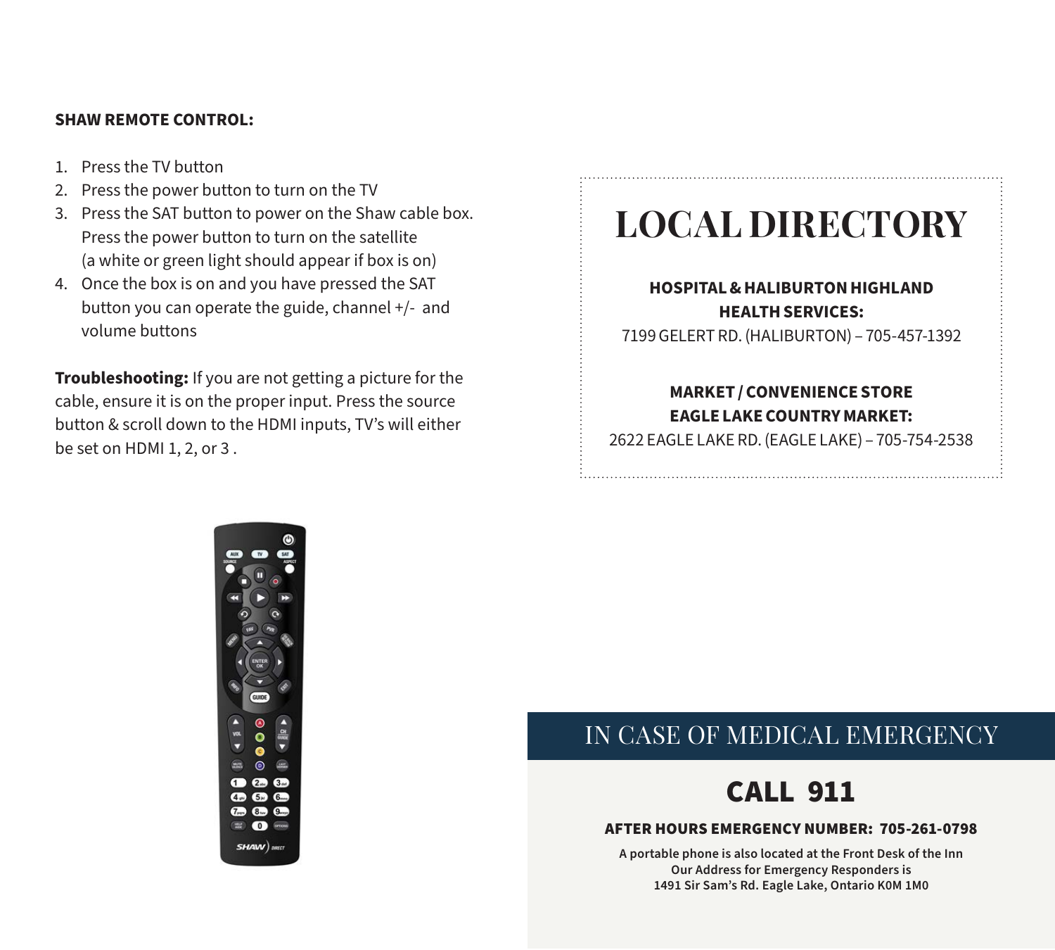**SHAW REMOTE CONTROL:**

1. Press the TV button
2. Press the power button to turn on the TV
3. Press the SAT button to power on the Shaw cable box. Press the power button to turn on the satellite (a white or green light should appear if box is on)
4. Once the box is on and you have pressed the SAT button you can operate the guide, channel +/- and volume buttons

**Troubleshooting:** If you are not getting a picture for the cable, ensure it is on the proper input. Press the source button & scroll down to the HDMI inputs, TV's will either be set on HDMI 1, 2, or 3 .

# LOCAL DIRECTORY

**HOSPITAL & HALIBURTON HIGHLAND HEALTH SERVICES:**
7199 GELERT RD. (HALIBURTON) – 705-457-1392

**MARKET / CONVENIENCE STORE EAGLE LAKE COUNTRY MARKET:**
2622 EAGLE LAKE RD. (EAGLE LAKE) – 705-754-2538

## IN CASE OF MEDICAL EMERGENCY

# CALL 911

**AFTER HOURS EMERGENCY NUMBER: 705-261-0798**

**A portable phone is also located at the Front Desk of the Inn**
**Our Address for Emergency Responders is**
**1491 Sir Sam's Rd. Eagle Lake, Ontario K0M 1M0**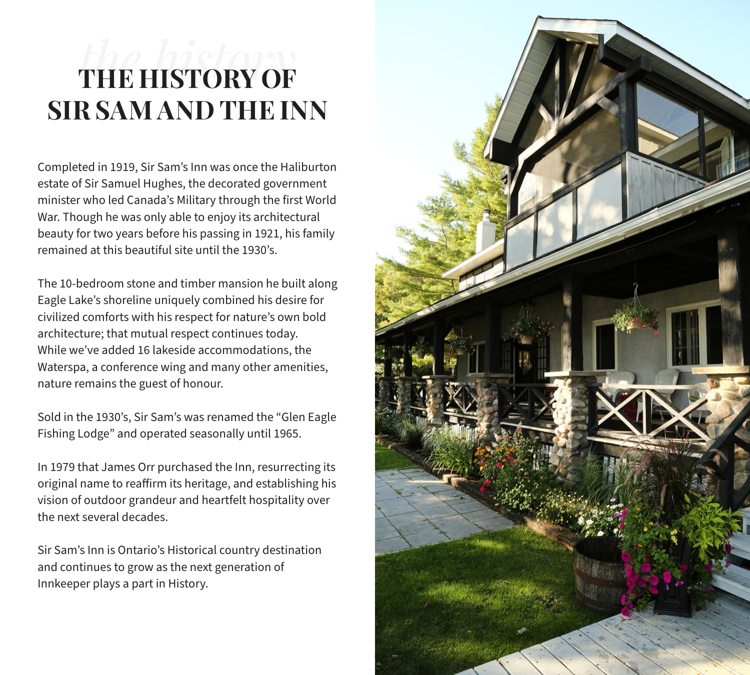# THE HISTORY OF SIR SAM AND THE INN

Completed in 1919, Sir Sam's Inn was once the Haliburton estate of Sir Samuel Hughes, the decorated government minister who led Canada's Military through the first World War. Though he was only able to enjoy its architectural beauty for two years before his passing in 1921, his family remained at this beautiful site until the 1930's.

The 10-bedroom stone and timber mansion he built along Eagle Lake's shoreline uniquely combined his desire for civilized comforts with his respect for nature's own bold architecture; that mutual respect continues today. While we've added 16 lakeside accommodations, the Waterspa, a conference wing and many other amenities, nature remains the guest of honour.

Sold in the 1930's, Sir Sam's was renamed the "Glen Eagle Fishing Lodge" and operated seasonally until 1965.

In 1979 that James Orr purchased the Inn, resurrecting its original name to reaffirm its heritage, and establishing his vision of outdoor grandeur and heartfelt hospitality over the next several decades.

Sir Sam's Inn is Ontario's Historical country destination and continues to grow as the next generation of Innkeeper plays a part in History.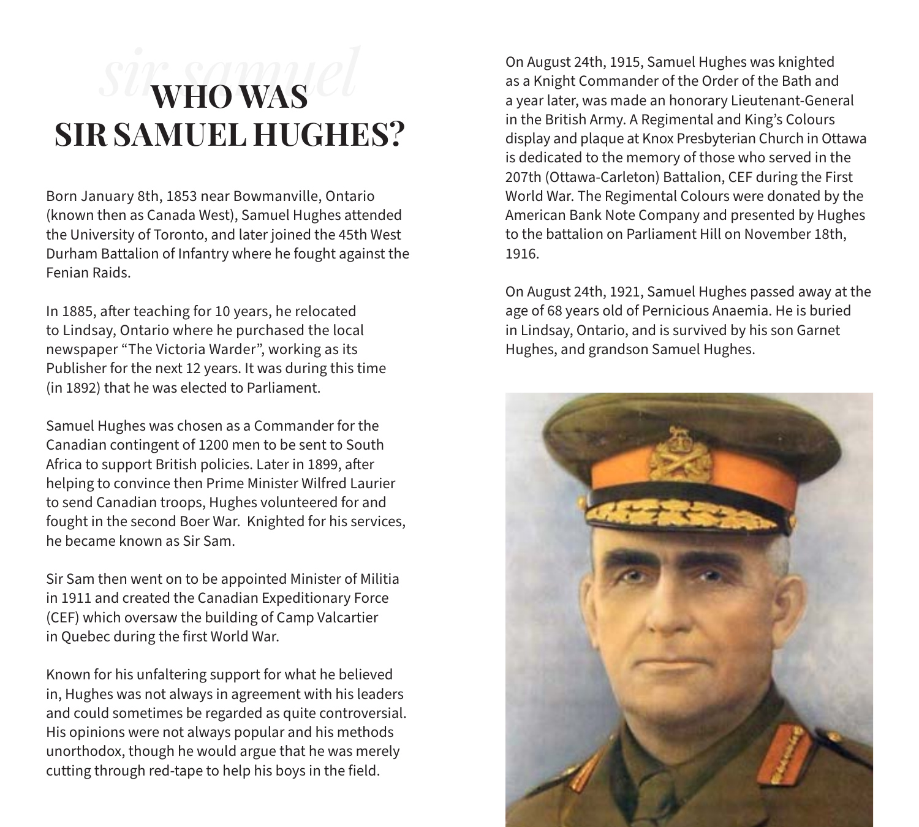# WHO WAS SIR SAMUEL HUGHES?

Born January 8th, 1853 near Bowmanville, Ontario (known then as Canada West), Samuel Hughes attended the University of Toronto, and later joined the 45th West Durham Battalion of Infantry where he fought against the Fenian Raids.

In 1885, after teaching for 10 years, he relocated to Lindsay, Ontario where he purchased the local newspaper "The Victoria Warder", working as its Publisher for the next 12 years. It was during this time (in 1892) that he was elected to Parliament.

Samuel Hughes was chosen as a Commander for the Canadian contingent of 1200 men to be sent to South Africa to support British policies. Later in 1899, after helping to convince then Prime Minister Wilfred Laurier to send Canadian troops, Hughes volunteered for and fought in the second Boer War. Knighted for his services, he became known as Sir Sam.

Sir Sam then went on to be appointed Minister of Militia in 1911 and created the Canadian Expeditionary Force (CEF) which oversaw the building of Camp Valcartier in Quebec during the first World War.

Known for his unfaltering support for what he believed in, Hughes was not always in agreement with his leaders and could sometimes be regarded as quite controversial. His opinions were not always popular and his methods unorthodox, though he would argue that he was merely cutting through red-tape to help his boys in the field.

On August 24th, 1915, Samuel Hughes was knighted as a Knight Commander of the Order of the Bath and a year later, was made an honorary Lieutenant-General in the British Army. A Regimental and King's Colours display and plaque at Knox Presbyterian Church in Ottawa is dedicated to the memory of those who served in the 207th (Ottawa-Carleton) Battalion, CEF during the First World War. The Regimental Colours were donated by the American Bank Note Company and presented by Hughes to the battalion on Parliament Hill on November 18th, 1916.

On August 24th, 1921, Samuel Hughes passed away at the age of 68 years old of Pernicious Anaemia. He is buried in Lindsay, Ontario, and is survived by his son Garnet Hughes, and grandson Samuel Hughes.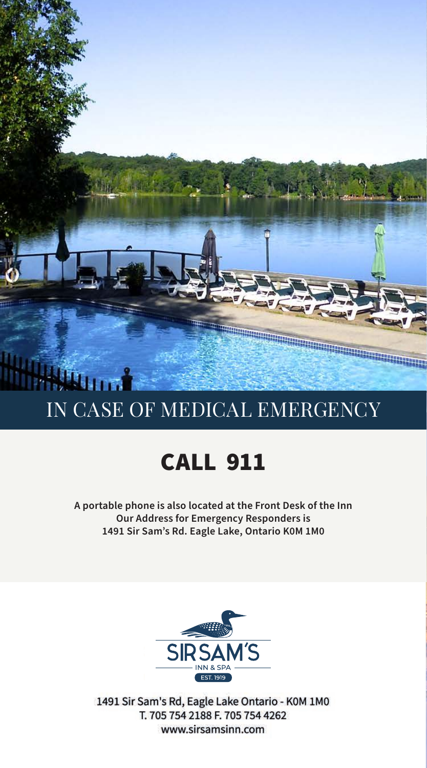# IN CASE OF MEDICAL EMERGENCY

## CALL 911

**A portable phone is also located at the Front Desk of the Inn**
**Our Address for Emergency Responders is**
**1491 Sir Sam's Rd. Eagle Lake, Ontario K0M 1M0**

SIR SAM'S
INN & SPA
EST. 1919

1491 Sir Sam's Rd, Eagle Lake Ontario - K0M 1M0
T. 705 754 2188 F. 705 754 4262
www.sirsamsinn.com